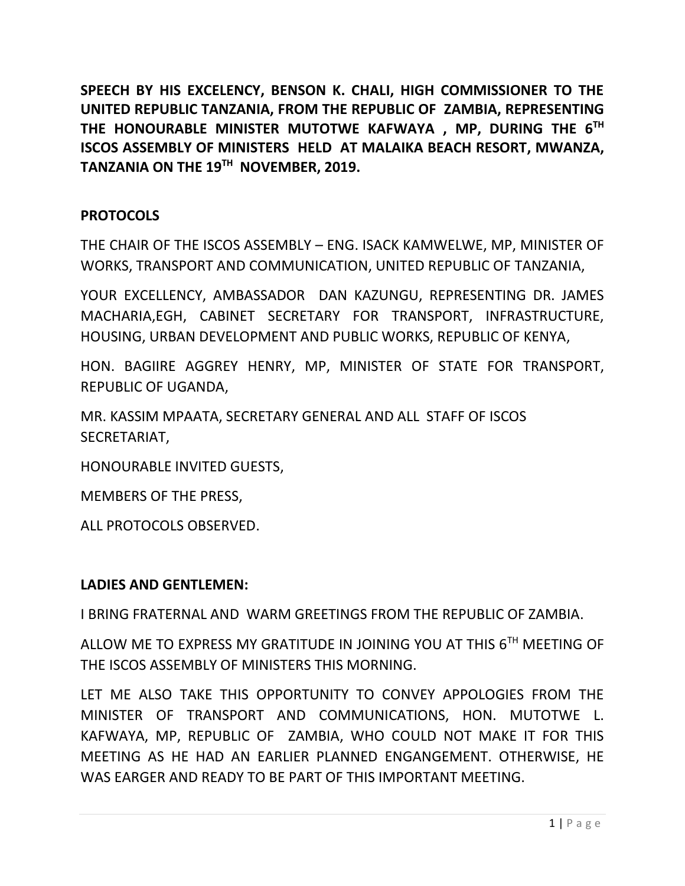**SPEECH BY HIS EXCELENCY, BENSON K. CHALI, HIGH COMMISSIONER TO THE UNITED REPUBLIC TANZANIA, FROM THE REPUBLIC OF ZAMBIA, REPRESENTING THE HONOURABLE MINISTER MUTOTWE KAFWAYA , MP, DURING THE 6TH ISCOS ASSEMBLY OF MINISTERS HELD AT MALAIKA BEACH RESORT, MWANZA, TANZANIA ON THE 19TH NOVEMBER, 2019.**

**PROTOCOLS**

THE CHAIR OF THE ISCOS ASSEMBLY – ENG. ISACK KAMWELWE, MP, MINISTER OF WORKS, TRANSPORT AND COMMUNICATION, UNITED REPUBLIC OF TANZANIA,

YOUR EXCELLENCY, AMBASSADOR DAN KAZUNGU, REPRESENTING DR. JAMES MACHARIA,EGH, CABINET SECRETARY FOR TRANSPORT, INFRASTRUCTURE, HOUSING, URBAN DEVELOPMENT AND PUBLIC WORKS, REPUBLIC OF KENYA,

HON. BAGIIRE AGGREY HENRY, MP, MINISTER OF STATE FOR TRANSPORT, REPUBLIC OF UGANDA,

MR. KASSIM MPAATA, SECRETARY GENERAL AND ALL STAFF OF ISCOS SECRETARIAT,

HONOURABLE INVITED GUESTS,

MEMBERS OF THE PRESS,

ALL PROTOCOLS OBSERVED.

**LADIES AND GENTLEMEN:**

I BRING FRATERNAL AND WARM GREETINGS FROM THE REPUBLIC OF ZAMBIA.

ALLOW ME TO EXPRESS MY GRATITUDE IN JOINING YOU AT THIS 6TH MEETING OF THE ISCOS ASSEMBLY OF MINISTERS THIS MORNING.

LET ME ALSO TAKE THIS OPPORTUNITY TO CONVEY APPOLOGIES FROM THE MINISTER OF TRANSPORT AND COMMUNICATIONS, HON. MUTOTWE L. KAFWAYA, MP, REPUBLIC OF ZAMBIA, WHO COULD NOT MAKE IT FOR THIS MEETING AS HE HAD AN EARLIER PLANNED ENGANGEMENT. OTHERWISE, HE WAS EARGER AND READY TO BE PART OF THIS IMPORTANT MEETING.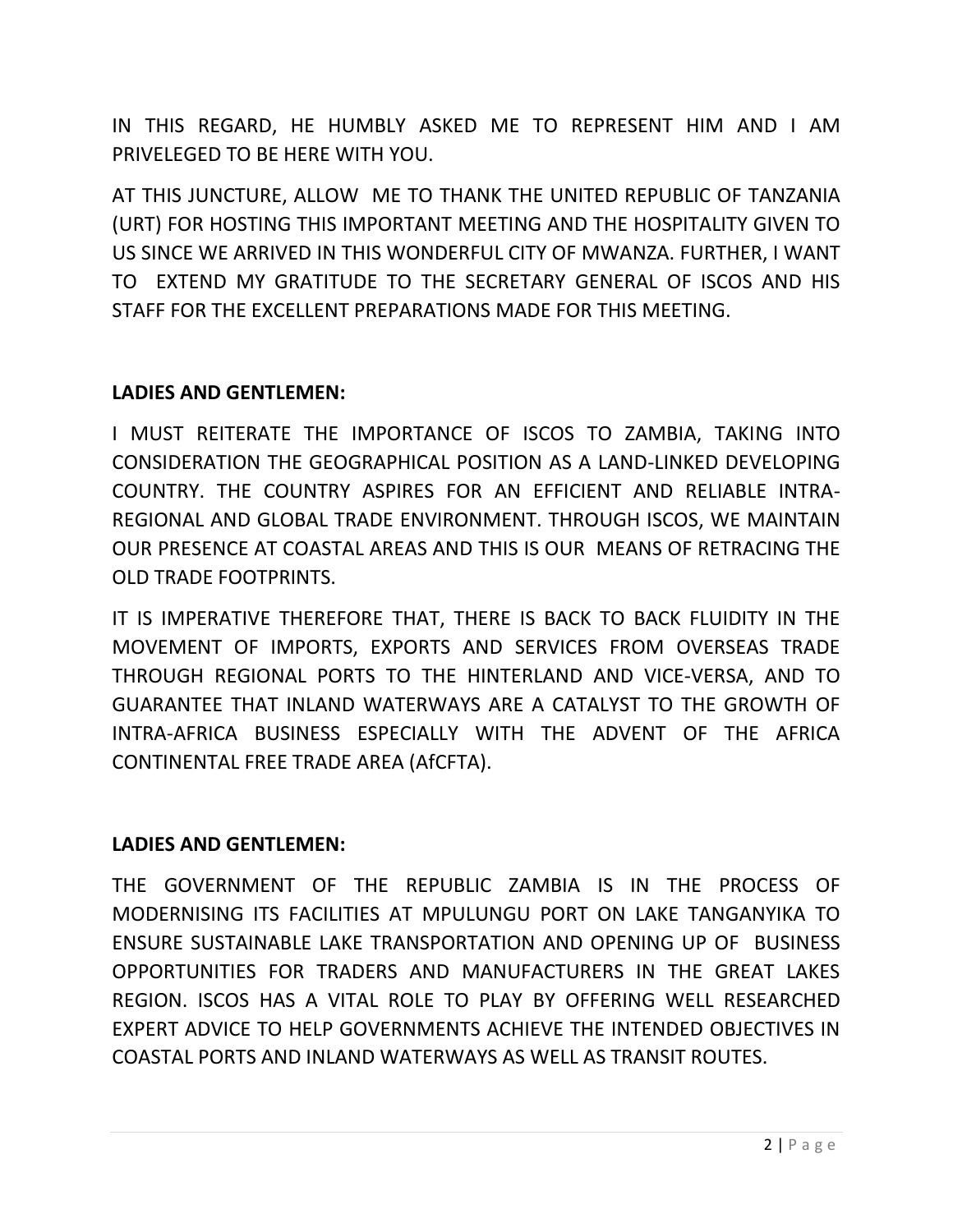IN THIS REGARD, HE HUMBLY ASKED ME TO REPRESENT HIM AND I AM PRIVELEGED TO BE HERE WITH YOU.

AT THIS JUNCTURE, ALLOW ME TO THANK THE UNITED REPUBLIC OF TANZANIA (URT) FOR HOSTING THIS IMPORTANT MEETING AND THE HOSPITALITY GIVEN TO US SINCE WE ARRIVED IN THIS WONDERFUL CITY OF MWANZA. FURTHER, I WANT TO EXTEND MY GRATITUDE TO THE SECRETARY GENERAL OF ISCOS AND HIS STAFF FOR THE EXCELLENT PREPARATIONS MADE FOR THIS MEETING.

**LADIES AND GENTLEMEN:**

I MUST REITERATE THE IMPORTANCE OF ISCOS TO ZAMBIA, TAKING INTO CONSIDERATION THE GEOGRAPHICAL POSITION AS A LAND-LINKED DEVELOPING COUNTRY. THE COUNTRY ASPIRES FOR AN EFFICIENT AND RELIABLE INTRA-REGIONAL AND GLOBAL TRADE ENVIRONMENT. THROUGH ISCOS, WE MAINTAIN OUR PRESENCE AT COASTAL AREAS AND THIS IS OUR MEANS OF RETRACING THE OLD TRADE FOOTPRINTS.

IT IS IMPERATIVE THEREFORE THAT, THERE IS BACK TO BACK FLUIDITY IN THE MOVEMENT OF IMPORTS, EXPORTS AND SERVICES FROM OVERSEAS TRADE THROUGH REGIONAL PORTS TO THE HINTERLAND AND VICE-VERSA, AND TO GUARANTEE THAT INLAND WATERWAYS ARE A CATALYST TO THE GROWTH OF INTRA-AFRICA BUSINESS ESPECIALLY WITH THE ADVENT OF THE AFRICA CONTINENTAL FREE TRADE AREA (AfCFTA).

**LADIES AND GENTLEMEN:**

THE GOVERNMENT OF THE REPUBLIC ZAMBIA IS IN THE PROCESS OF MODERNISING ITS FACILITIES AT MPULUNGU PORT ON LAKE TANGANYIKA TO ENSURE SUSTAINABLE LAKE TRANSPORTATION AND OPENING UP OF BUSINESS OPPORTUNITIES FOR TRADERS AND MANUFACTURERS IN THE GREAT LAKES REGION. ISCOS HAS A VITAL ROLE TO PLAY BY OFFERING WELL RESEARCHED EXPERT ADVICE TO HELP GOVERNMENTS ACHIEVE THE INTENDED OBJECTIVES IN COASTAL PORTS AND INLAND WATERWAYS AS WELL AS TRANSIT ROUTES.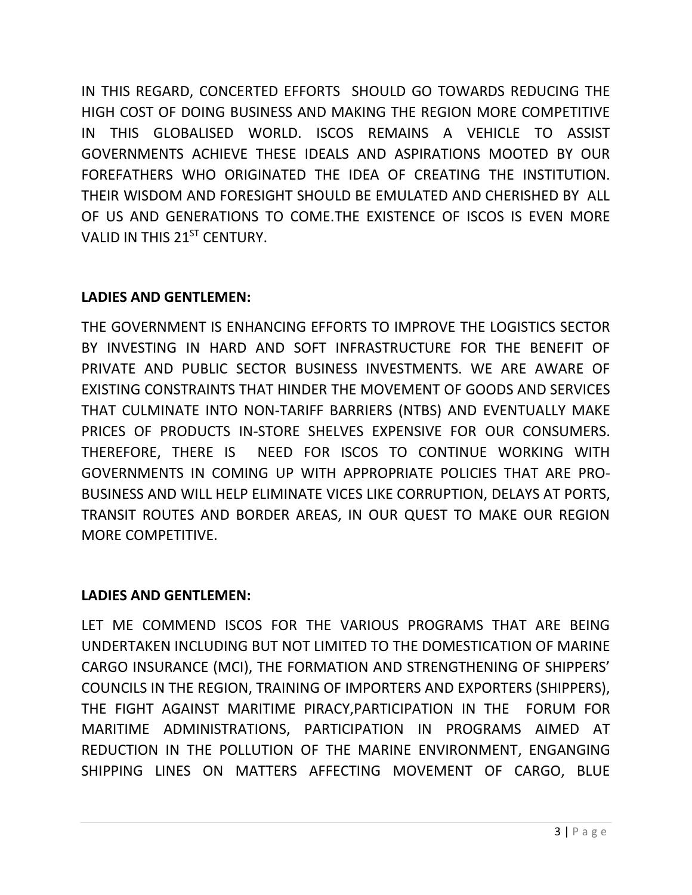IN THIS REGARD, CONCERTED EFFORTS SHOULD GO TOWARDS REDUCING THE HIGH COST OF DOING BUSINESS AND MAKING THE REGION MORE COMPETITIVE IN THIS GLOBALISED WORLD. ISCOS REMAINS A VEHICLE TO ASSIST GOVERNMENTS ACHIEVE THESE IDEALS AND ASPIRATIONS MOOTED BY OUR FOREFATHERS WHO ORIGINATED THE IDEA OF CREATING THE INSTITUTION. THEIR WISDOM AND FORESIGHT SHOULD BE EMULATED AND CHERISHED BY ALL OF US AND GENERATIONS TO COME.THE EXISTENCE OF ISCOS IS EVEN MORE VALID IN THIS 21ST CENTURY.

**LADIES AND GENTLEMEN:**

THE GOVERNMENT IS ENHANCING EFFORTS TO IMPROVE THE LOGISTICS SECTOR BY INVESTING IN HARD AND SOFT INFRASTRUCTURE FOR THE BENEFIT OF PRIVATE AND PUBLIC SECTOR BUSINESS INVESTMENTS. WE ARE AWARE OF EXISTING CONSTRAINTS THAT HINDER THE MOVEMENT OF GOODS AND SERVICES THAT CULMINATE INTO NON-TARIFF BARRIERS (NTBS) AND EVENTUALLY MAKE PRICES OF PRODUCTS IN-STORE SHELVES EXPENSIVE FOR OUR CONSUMERS. THEREFORE, THERE IS NEED FOR ISCOS TO CONTINUE WORKING WITH GOVERNMENTS IN COMING UP WITH APPROPRIATE POLICIES THAT ARE PRO-BUSINESS AND WILL HELP ELIMINATE VICES LIKE CORRUPTION, DELAYS AT PORTS, TRANSIT ROUTES AND BORDER AREAS, IN OUR QUEST TO MAKE OUR REGION MORE COMPETITIVE.

**LADIES AND GENTLEMEN:**

LET ME COMMEND ISCOS FOR THE VARIOUS PROGRAMS THAT ARE BEING UNDERTAKEN INCLUDING BUT NOT LIMITED TO THE DOMESTICATION OF MARINE CARGO INSURANCE (MCI), THE FORMATION AND STRENGTHENING OF SHIPPERS' COUNCILS IN THE REGION, TRAINING OF IMPORTERS AND EXPORTERS (SHIPPERS), THE FIGHT AGAINST MARITIME PIRACY,PARTICIPATION IN THE FORUM FOR MARITIME ADMINISTRATIONS, PARTICIPATION IN PROGRAMS AIMED AT REDUCTION IN THE POLLUTION OF THE MARINE ENVIRONMENT, ENGANGING SHIPPING LINES ON MATTERS AFFECTING MOVEMENT OF CARGO, BLUE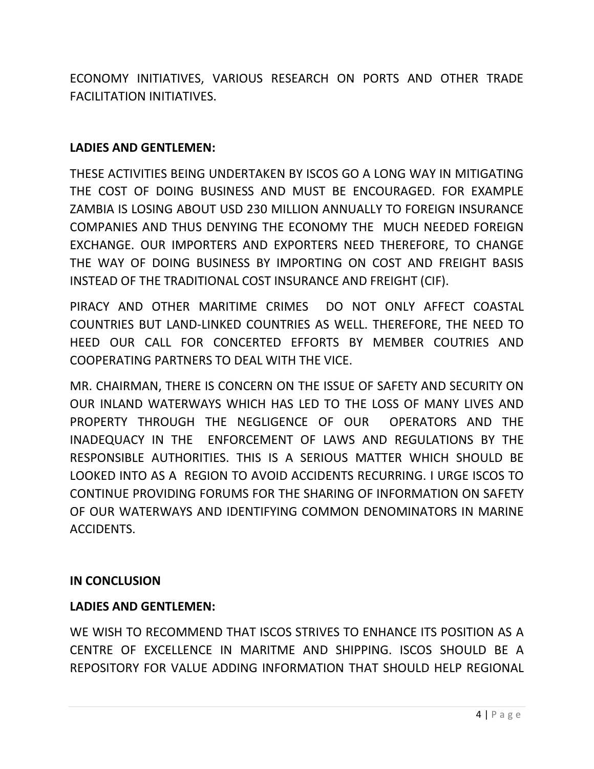ECONOMY INITIATIVES, VARIOUS RESEARCH ON PORTS AND OTHER TRADE FACILITATION INITIATIVES.

**LADIES AND GENTLEMEN:**

THESE ACTIVITIES BEING UNDERTAKEN BY ISCOS GO A LONG WAY IN MITIGATING THE COST OF DOING BUSINESS AND MUST BE ENCOURAGED. FOR EXAMPLE ZAMBIA IS LOSING ABOUT USD 230 MILLION ANNUALLY TO FOREIGN INSURANCE COMPANIES AND THUS DENYING THE ECONOMY THE MUCH NEEDED FOREIGN EXCHANGE. OUR IMPORTERS AND EXPORTERS NEED THEREFORE, TO CHANGE THE WAY OF DOING BUSINESS BY IMPORTING ON COST AND FREIGHT BASIS INSTEAD OF THE TRADITIONAL COST INSURANCE AND FREIGHT (CIF).

PIRACY AND OTHER MARITIME CRIMES DO NOT ONLY AFFECT COASTAL COUNTRIES BUT LAND-LINKED COUNTRIES AS WELL. THEREFORE, THE NEED TO HEED OUR CALL FOR CONCERTED EFFORTS BY MEMBER COUTRIES AND COOPERATING PARTNERS TO DEAL WITH THE VICE.

MR. CHAIRMAN, THERE IS CONCERN ON THE ISSUE OF SAFETY AND SECURITY ON OUR INLAND WATERWAYS WHICH HAS LED TO THE LOSS OF MANY LIVES AND PROPERTY THROUGH THE NEGLIGENCE OF OUR OPERATORS AND THE INADEQUACY IN THE ENFORCEMENT OF LAWS AND REGULATIONS BY THE RESPONSIBLE AUTHORITIES. THIS IS A SERIOUS MATTER WHICH SHOULD BE LOOKED INTO AS A REGION TO AVOID ACCIDENTS RECURRING. I URGE ISCOS TO CONTINUE PROVIDING FORUMS FOR THE SHARING OF INFORMATION ON SAFETY OF OUR WATERWAYS AND IDENTIFYING COMMON DENOMINATORS IN MARINE ACCIDENTS.

**IN CONCLUSION**

**LADIES AND GENTLEMEN:**

WE WISH TO RECOMMEND THAT ISCOS STRIVES TO ENHANCE ITS POSITION AS A CENTRE OF EXCELLENCE IN MARITME AND SHIPPING. ISCOS SHOULD BE A REPOSITORY FOR VALUE ADDING INFORMATION THAT SHOULD HELP REGIONAL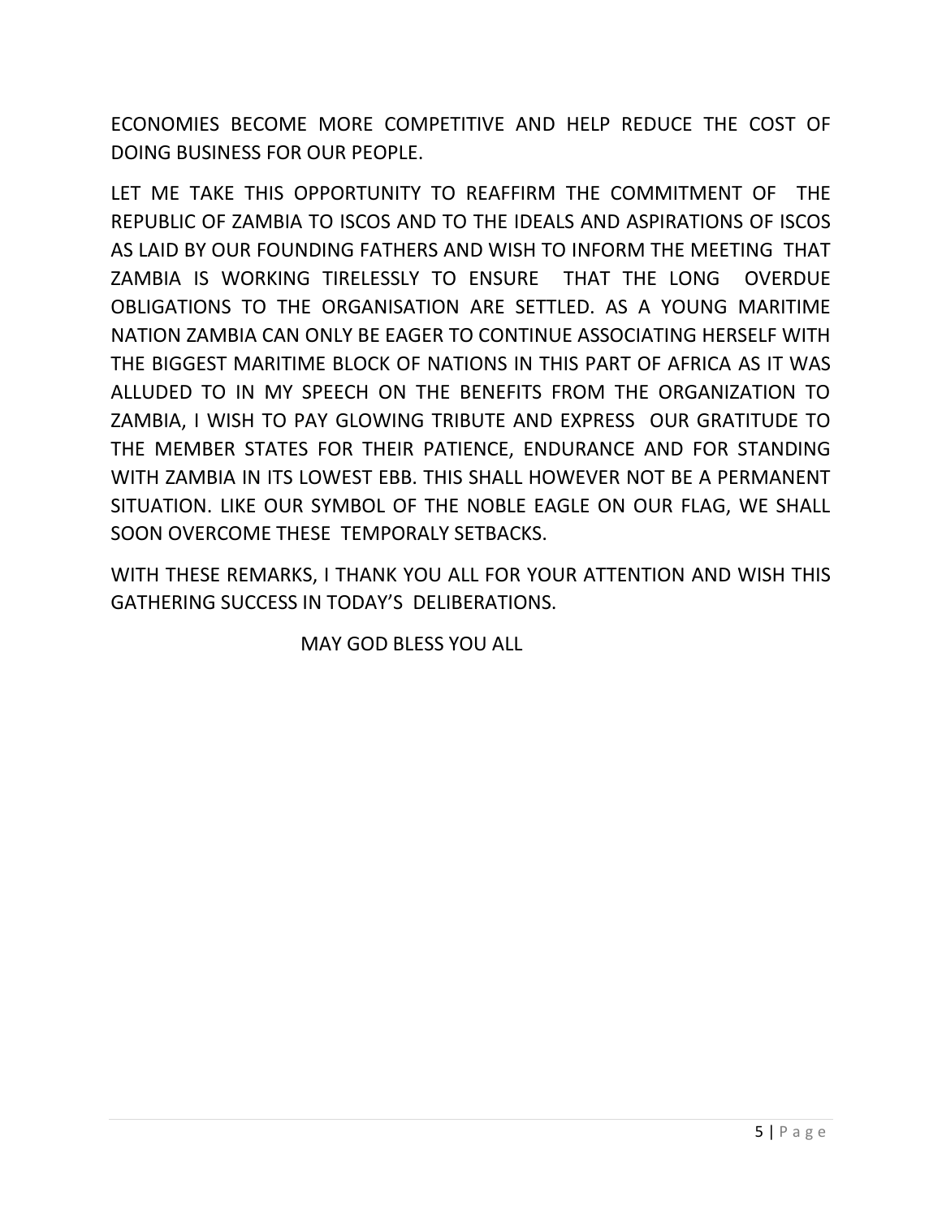ECONOMIES BECOME MORE COMPETITIVE AND HELP REDUCE THE COST OF DOING BUSINESS FOR OUR PEOPLE.

LET ME TAKE THIS OPPORTUNITY TO REAFFIRM THE COMMITMENT OF THE REPUBLIC OF ZAMBIA TO ISCOS AND TO THE IDEALS AND ASPIRATIONS OF ISCOS AS LAID BY OUR FOUNDING FATHERS AND WISH TO INFORM THE MEETING THAT ZAMBIA IS WORKING TIRELESSLY TO ENSURE THAT THE LONG OVERDUE OBLIGATIONS TO THE ORGANISATION ARE SETTLED. AS A YOUNG MARITIME NATION ZAMBIA CAN ONLY BE EAGER TO CONTINUE ASSOCIATING HERSELF WITH THE BIGGEST MARITIME BLOCK OF NATIONS IN THIS PART OF AFRICA AS IT WAS ALLUDED TO IN MY SPEECH ON THE BENEFITS FROM THE ORGANIZATION TO ZAMBIA, I WISH TO PAY GLOWING TRIBUTE AND EXPRESS OUR GRATITUDE TO THE MEMBER STATES FOR THEIR PATIENCE, ENDURANCE AND FOR STANDING WITH ZAMBIA IN ITS LOWEST EBB. THIS SHALL HOWEVER NOT BE A PERMANENT SITUATION. LIKE OUR SYMBOL OF THE NOBLE EAGLE ON OUR FLAG, WE SHALL SOON OVERCOME THESE TEMPORALY SETBACKS.

WITH THESE REMARKS, I THANK YOU ALL FOR YOUR ATTENTION AND WISH THIS GATHERING SUCCESS IN TODAY'S DELIBERATIONS.

MAY GOD BLESS YOU ALL